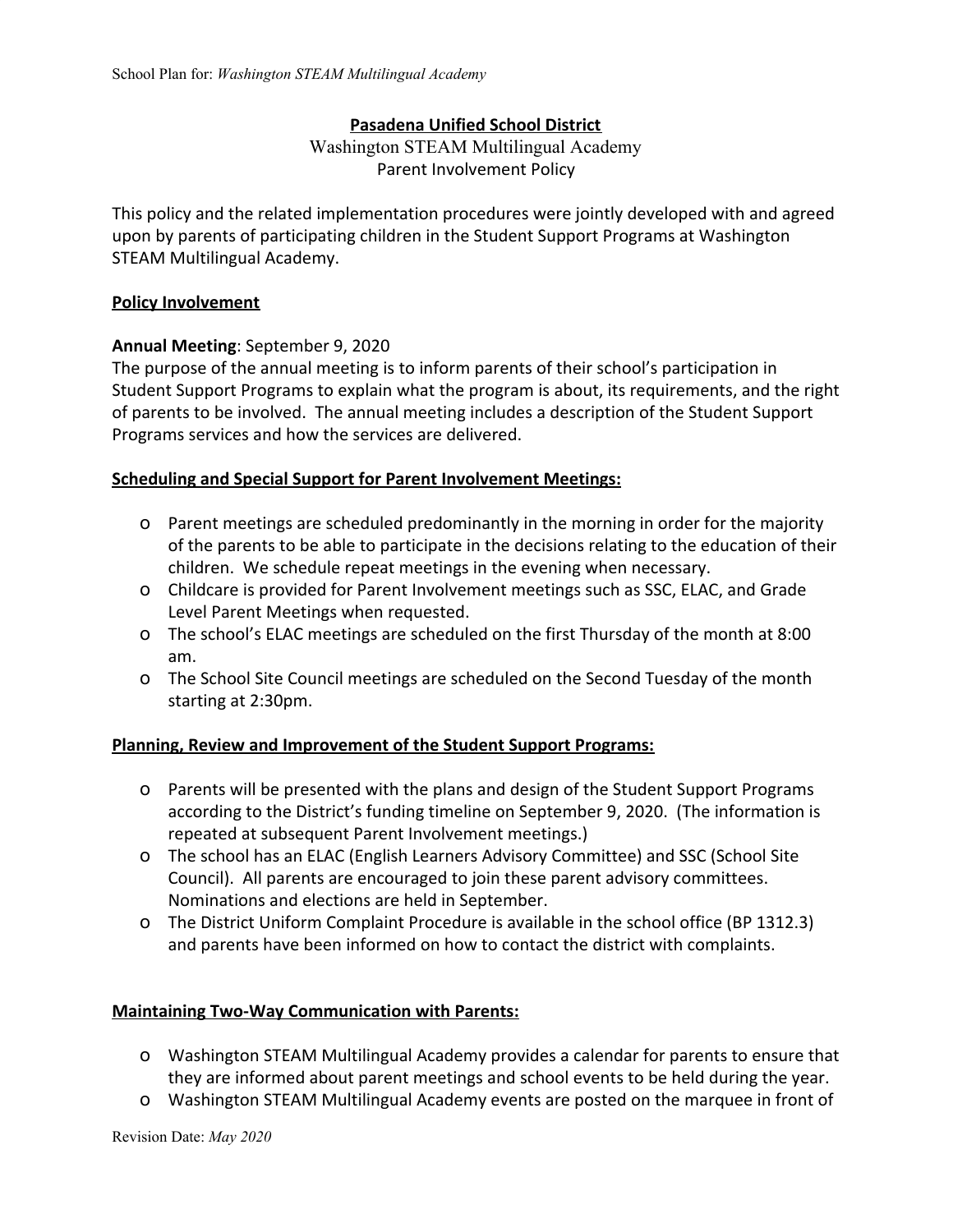# Pasadena Unified School District

Washington STEAM Multilingual Academy
Parent Involvement Policy

This policy and the related implementation procedures were jointly developed with and agreed upon by parents of participating children in the Student Support Programs at Washington STEAM Multilingual Academy.

## Policy Involvement

**Annual Meeting**: September 9, 2020
The purpose of the annual meeting is to inform parents of their school's participation in Student Support Programs to explain what the program is about, its requirements, and the right of parents to be involved. The annual meeting includes a description of the Student Support Programs services and how the services are delivered.

## Scheduling and Special Support for Parent Involvement Meetings:

- Parent meetings are scheduled predominantly in the morning in order for the majority of the parents to be able to participate in the decisions relating to the education of their children. We schedule repeat meetings in the evening when necessary.
- Childcare is provided for Parent Involvement meetings such as SSC, ELAC, and Grade Level Parent Meetings when requested.
- The school's ELAC meetings are scheduled on the first Thursday of the month at 8:00 am.
- The School Site Council meetings are scheduled on the Second Tuesday of the month starting at 2:30pm.

## Planning, Review and Improvement of the Student Support Programs:

- Parents will be presented with the plans and design of the Student Support Programs according to the District's funding timeline on September 9, 2020. (The information is repeated at subsequent Parent Involvement meetings.)
- The school has an ELAC (English Learners Advisory Committee) and SSC (School Site Council). All parents are encouraged to join these parent advisory committees. Nominations and elections are held in September.
- The District Uniform Complaint Procedure is available in the school office (BP 1312.3) and parents have been informed on how to contact the district with complaints.

## Maintaining Two-Way Communication with Parents:

- Washington STEAM Multilingual Academy provides a calendar for parents to ensure that they are informed about parent meetings and school events to be held during the year.
- Washington STEAM Multilingual Academy events are posted on the marquee in front of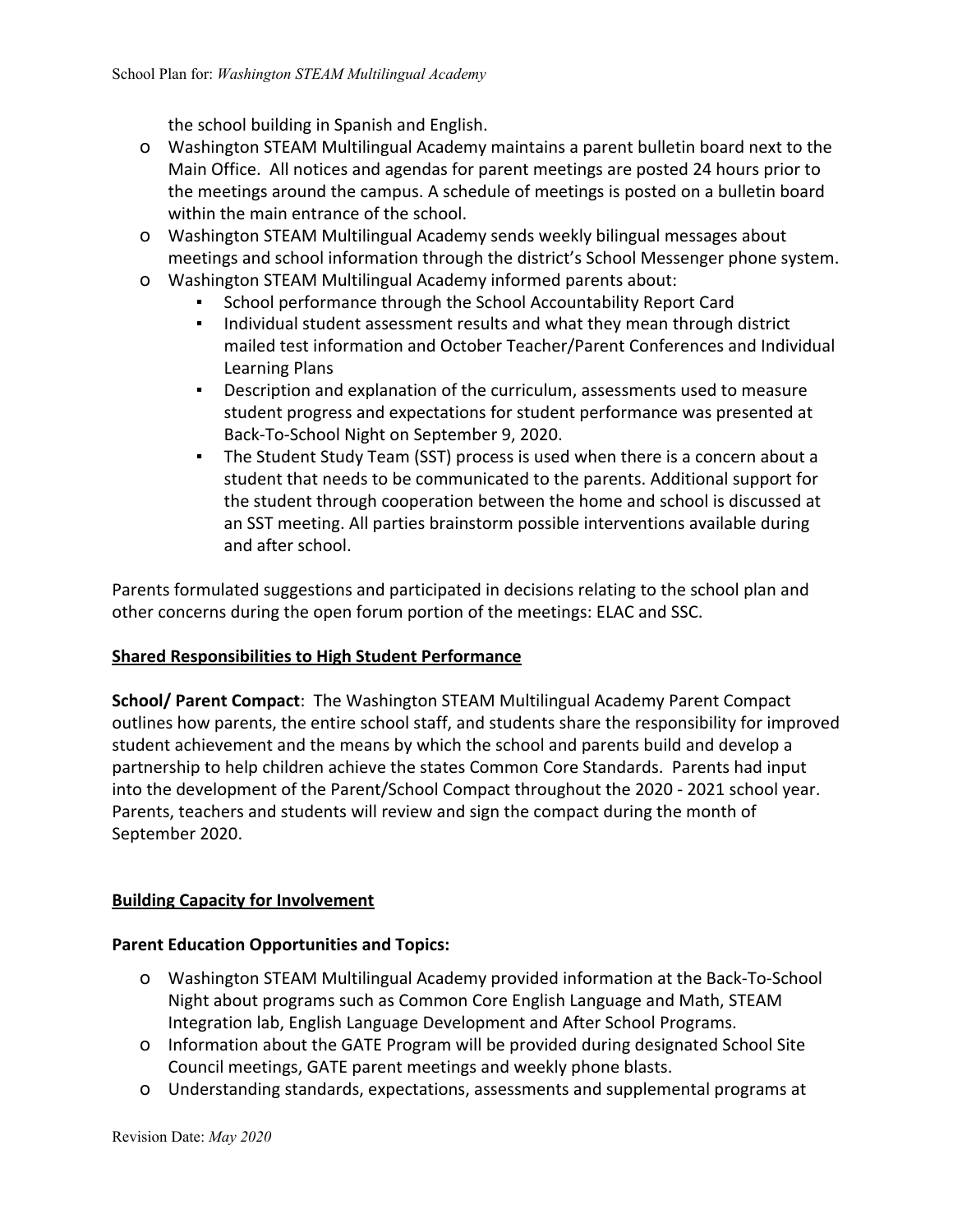the school building in Spanish and English.

- Washington STEAM Multilingual Academy maintains a parent bulletin board next to the Main Office. All notices and agendas for parent meetings are posted 24 hours prior to the meetings around the campus. A schedule of meetings is posted on a bulletin board within the main entrance of the school.
- Washington STEAM Multilingual Academy sends weekly bilingual messages about meetings and school information through the district's School Messenger phone system.
- Washington STEAM Multilingual Academy informed parents about:
  - School performance through the School Accountability Report Card
  - Individual student assessment results and what they mean through district mailed test information and October Teacher/Parent Conferences and Individual Learning Plans
  - Description and explanation of the curriculum, assessments used to measure student progress and expectations for student performance was presented at Back-To-School Night on September 9, 2020.
  - The Student Study Team (SST) process is used when there is a concern about a student that needs to be communicated to the parents. Additional support for the student through cooperation between the home and school is discussed at an SST meeting. All parties brainstorm possible interventions available during and after school.

Parents formulated suggestions and participated in decisions relating to the school plan and other concerns during the open forum portion of the meetings: ELAC and SSC.

## Shared Responsibilities to High Student Performance

**School/ Parent Compact**: The Washington STEAM Multilingual Academy Parent Compact outlines how parents, the entire school staff, and students share the responsibility for improved student achievement and the means by which the school and parents build and develop a partnership to help children achieve the states Common Core Standards. Parents had input into the development of the Parent/School Compact throughout the 2020 - 2021 school year. Parents, teachers and students will review and sign the compact during the month of September 2020.

## Building Capacity for Involvement

**Parent Education Opportunities and Topics:**

- Washington STEAM Multilingual Academy provided information at the Back-To-School Night about programs such as Common Core English Language and Math, STEAM Integration lab, English Language Development and After School Programs.
- Information about the GATE Program will be provided during designated School Site Council meetings, GATE parent meetings and weekly phone blasts.
- Understanding standards, expectations, assessments and supplemental programs at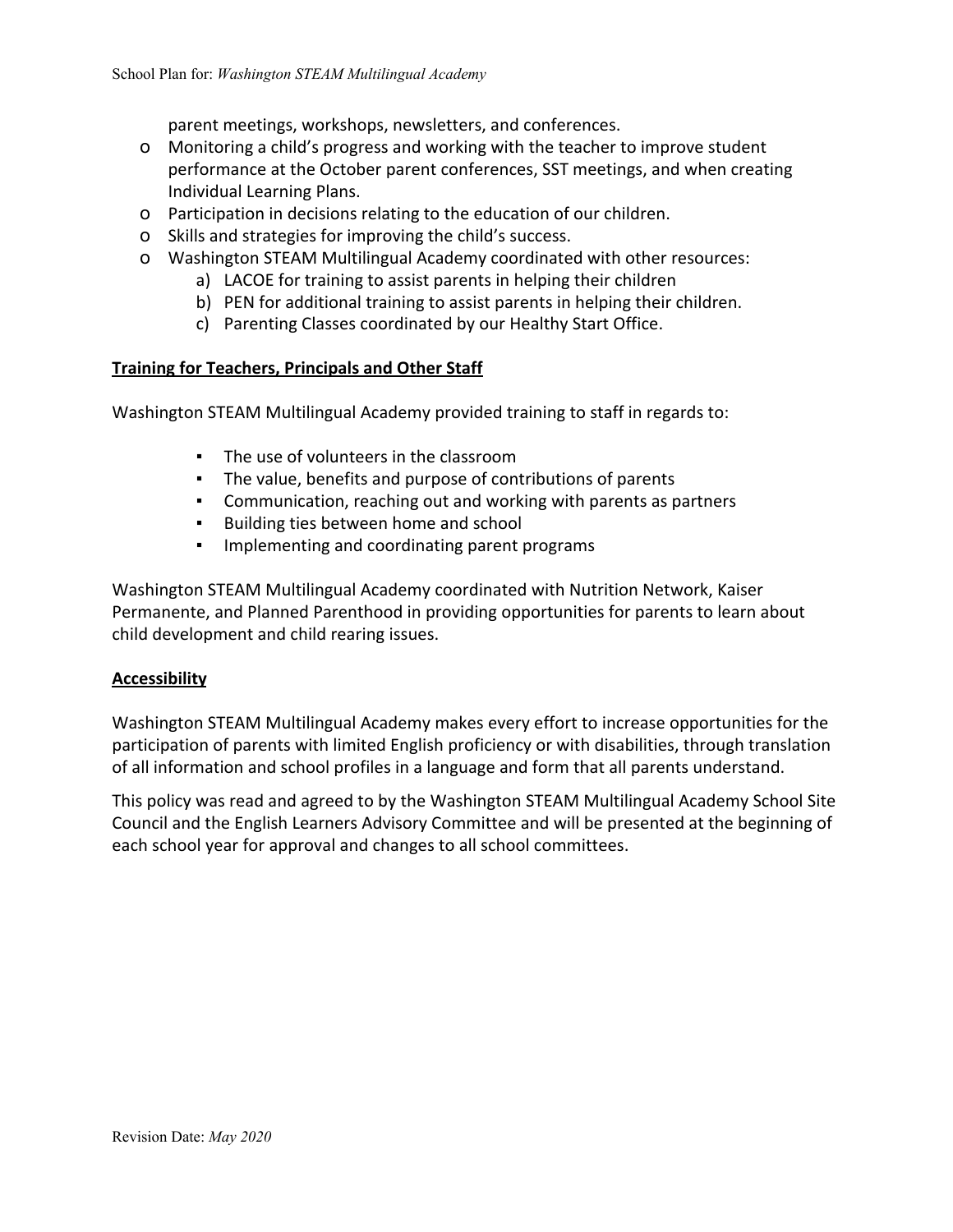parent meetings, workshops, newsletters, and conferences.

- Monitoring a child's progress and working with the teacher to improve student performance at the October parent conferences, SST meetings, and when creating Individual Learning Plans.
- Participation in decisions relating to the education of our children.
- Skills and strategies for improving the child's success.
- Washington STEAM Multilingual Academy coordinated with other resources:
  - a) LACOE for training to assist parents in helping their children
  - b) PEN for additional training to assist parents in helping their children.
  - c) Parenting Classes coordinated by our Healthy Start Office.

**Training for Teachers, Principals and Other Staff**

Washington STEAM Multilingual Academy provided training to staff in regards to:

- The use of volunteers in the classroom
- The value, benefits and purpose of contributions of parents
- Communication, reaching out and working with parents as partners
- Building ties between home and school
- Implementing and coordinating parent programs

Washington STEAM Multilingual Academy coordinated with Nutrition Network, Kaiser Permanente, and Planned Parenthood in providing opportunities for parents to learn about child development and child rearing issues.

**Accessibility**

Washington STEAM Multilingual Academy makes every effort to increase opportunities for the participation of parents with limited English proficiency or with disabilities, through translation of all information and school profiles in a language and form that all parents understand.

This policy was read and agreed to by the Washington STEAM Multilingual Academy School Site Council and the English Learners Advisory Committee and will be presented at the beginning of each school year for approval and changes to all school committees.